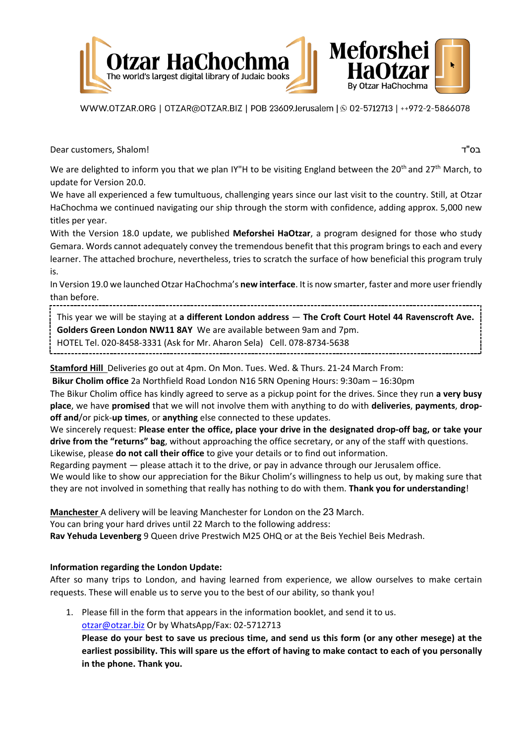Otzar HaChochma
The world's largest digital library of Judaic books

Meforshei HaOtzar
By Otzar HaChochma

WWW.OTZAR.ORG | OTZAR@OTZAR.BIZ | POB 23609.Jerusalem | 02-5712713 | ++972-2-5866078

בס"ד

Dear customers, Shalom!

We are delighted to inform you that we plan IY"H to be visiting England between the 20th and 27th March, to update for Version 20.0.

We have all experienced a few tumultuous, challenging years since our last visit to the country. Still, at Otzar HaChochma we continued navigating our ship through the storm with confidence, adding approx. 5,000 new titles per year.

With the Version 18.0 update, we published **Meforshei HaOtzar**, a program designed for those who study Gemara. Words cannot adequately convey the tremendous benefit that this program brings to each and every learner. The attached brochure, nevertheless, tries to scratch the surface of how beneficial this program truly is.

In Version 19.0 we launched Otzar HaChochma's **new interface**. It is now smarter, faster and more user friendly than before.

---

This year we will be staying at **a different London address** — **The Croft Court Hotel 44 Ravenscroft Ave. Golders Green London NW11 8AY** We are available between 9am and 7pm.
HOTEL Tel. 020-8458-3331 (Ask for Mr. Aharon Sela) Cell. 078-8734-5638

---

**Stamford Hill** Deliveries go out at 4pm. On Mon. Tues. Wed. & Thurs. 21-24 March From:
**Bikur Cholim office** 2a Northfield Road London N16 5RN Opening Hours: 9:30am – 16:30pm
The Bikur Cholim office has kindly agreed to serve as a pickup point for the drives. Since they run **a very busy place**, we have **promised** that we will not involve them with anything to do with **deliveries**, **payments**, **drop-off and**/or pick-**up times**, or **anything** else connected to these updates.
We sincerely request: **Please enter the office, place your drive in the designated drop-off bag, or take your drive from the "returns" bag**, without approaching the office secretary, or any of the staff with questions.
Likewise, please **do not call their office** to give your details or to find out information.
Regarding payment — please attach it to the drive, or pay in advance through our Jerusalem office.
We would like to show our appreciation for the Bikur Cholim's willingness to help us out, by making sure that they are not involved in something that really has nothing to do with them. **Thank you for understanding**!

**Manchester** A delivery will be leaving Manchester for London on the 23 March.
You can bring your hard drives until 22 March to the following address:
**Rav Yehuda Levenberg** 9 Queen drive Prestwich M25 OHQ or at the Beis Yechiel Beis Medrash.

**Information regarding the London Update:**
After so many trips to London, and having learned from experience, we allow ourselves to make certain requests. These will enable us to serve you to the best of our ability, so thank you!

1. Please fill in the form that appears in the information booklet, and send it to us.
   otzar@otzar.biz Or by WhatsApp/Fax: 02-5712713
   **Please do your best to save us precious time, and send us this form (or any other mesege) at the earliest possibility. This will spare us the effort of having to make contact to each of you personally in the phone. Thank you.**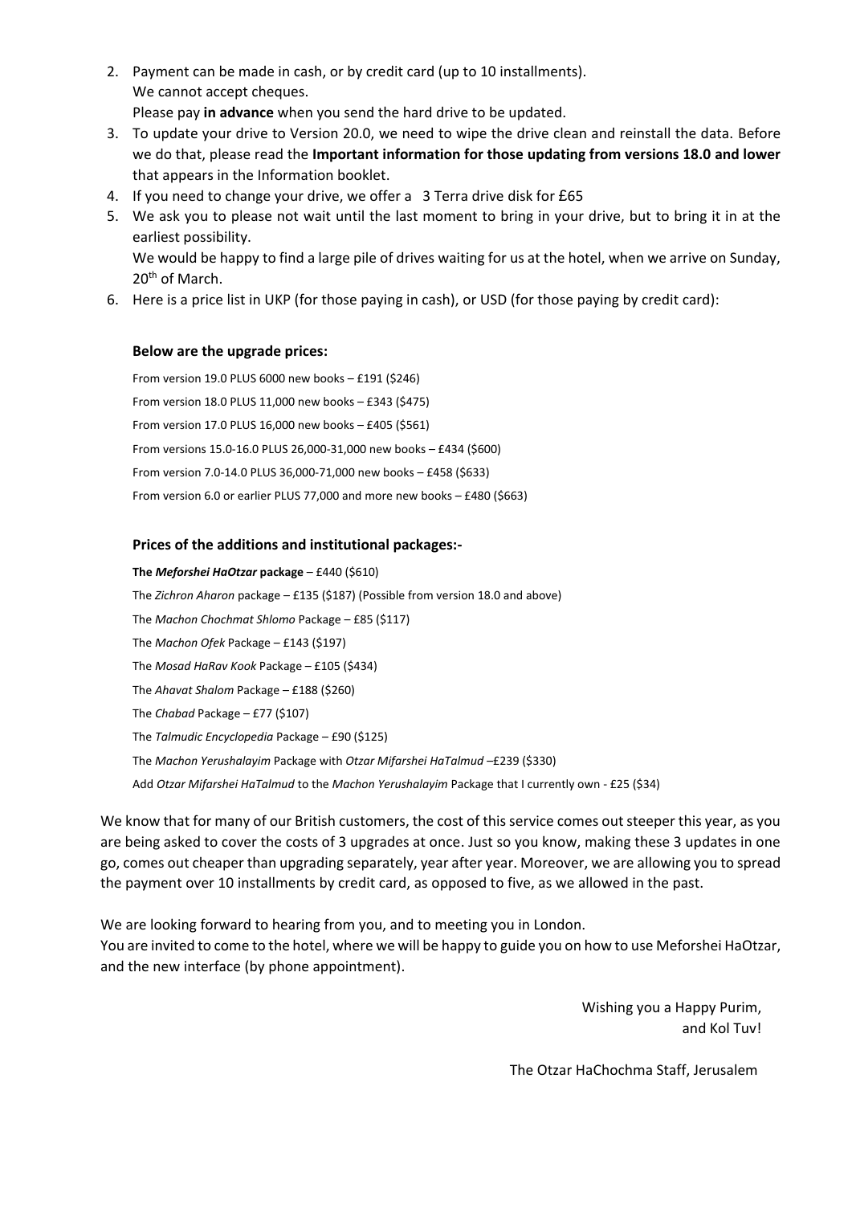2. Payment can be made in cash, or by credit card (up to 10 installments).
   We cannot accept cheques.
   Please pay **in advance** when you send the hard drive to be updated.
3. To update your drive to Version 20.0, we need to wipe the drive clean and reinstall the data. Before we do that, please read the **Important information for those updating from versions 18.0 and lower** that appears in the Information booklet.
4. If you need to change your drive, we offer a 3 Terra drive disk for £65
5. We ask you to please not wait until the last moment to bring in your drive, but to bring it in at the earliest possibility.
   We would be happy to find a large pile of drives waiting for us at the hotel, when we arrive on Sunday, 20th of March.
6. Here is a price list in UKP (for those paying in cash), or USD (for those paying by credit card):

**Below are the upgrade prices:**

From version 19.0 PLUS 6000 new books – £191 ($246)

From version 18.0 PLUS 11,000 new books – £343 ($475)

From version 17.0 PLUS 16,000 new books – £405 ($561)

From versions 15.0-16.0 PLUS 26,000-31,000 new books – £434 ($600)

From version 7.0-14.0 PLUS 36,000-71,000 new books – £458 ($633)

From version 6.0 or earlier PLUS 77,000 and more new books – £480 ($663)

**Prices of the additions and institutional packages:-**

**The *Meforshei HaOtzar* package** – £440 ($610)

The *Zichron Aharon* package – £135 ($187) (Possible from version 18.0 and above)

The *Machon Chochmat Shlomo* Package – £85 ($117)

The *Machon Ofek* Package – £143 ($197)

The *Mosad HaRav Kook* Package – £105 ($434)

The *Ahavat Shalom* Package – £188 ($260)

The *Chabad* Package – £77 ($107)

The *Talmudic Encyclopedia* Package – £90 ($125)

The *Machon Yerushalayim* Package with *Otzar Mifarshei HaTalmud* –£239 ($330)

Add *Otzar Mifarshei HaTalmud* to the *Machon Yerushalayim* Package that I currently own - £25 ($34)

We know that for many of our British customers, the cost of this service comes out steeper this year, as you are being asked to cover the costs of 3 upgrades at once. Just so you know, making these 3 updates in one go, comes out cheaper than upgrading separately, year after year. Moreover, we are allowing you to spread the payment over 10 installments by credit card, as opposed to five, as we allowed in the past.

We are looking forward to hearing from you, and to meeting you in London.
You are invited to come to the hotel, where we will be happy to guide you on how to use Meforshei HaOtzar, and the new interface (by phone appointment).

Wishing you a Happy Purim,
and Kol Tuv!

The Otzar HaChochma Staff, Jerusalem